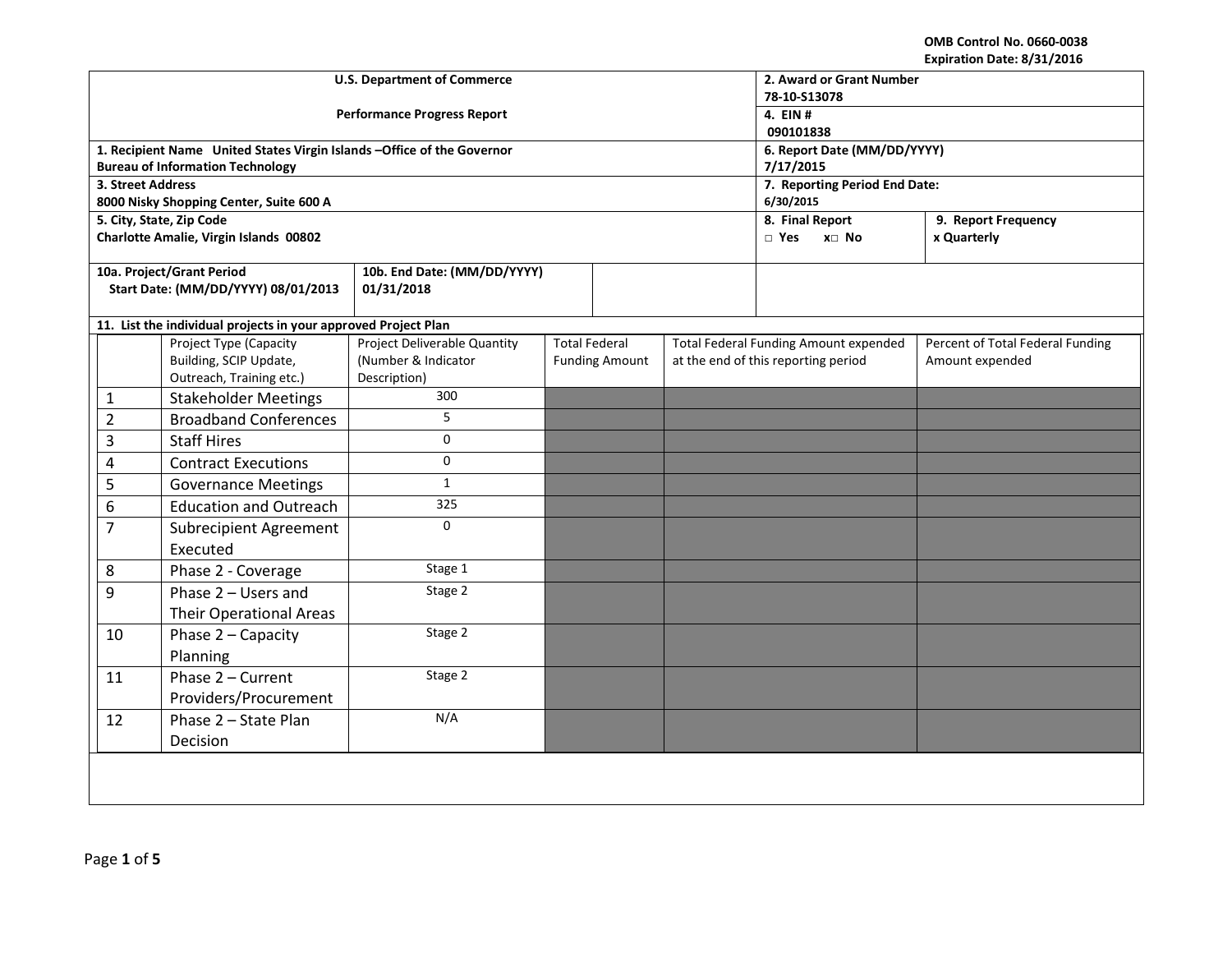OMB Control No. 0660-0038
Expiration Date: 8/31/2016

| U.S. Department of Commerce<br><br>Performance Progress Report | 2. Award or Grant Number<br>78-10-S13078<br>4. EIN #<br>090101838 |
|---|---|
| 1. Recipient Name United States Virgin Islands –Office of the Governor Bureau of Information Technology | 6. Report Date (MM/DD/YYYY)<br>7/17/2015 |
| 3. Street Address<br>8000 Nisky Shopping Center, Suite 600 A | 7. Reporting Period End Date:<br>6/30/2015 |
| 5. City, State, Zip Code<br>Charlotte Amalie, Virgin Islands 00802 | 8. Final Report □ Yes x□ No &nbsp;&nbsp; 9. Report Frequency x Quarterly |
| 10a. Project/Grant Period Start Date: (MM/DD/YYYY) 08/01/2013 &nbsp;&nbsp; 10b. End Date: (MM/DD/YYYY) 01/31/2018 | |

**11. List the individual projects in your approved Project Plan**

| | Project Type (Capacity Building, SCIP Update, Outreach, Training etc.) | Project Deliverable Quantity (Number & Indicator Description) | Total Federal Funding Amount | Total Federal Funding Amount expended at the end of this reporting period | Percent of Total Federal Funding Amount expended |
|---|---|---|---|---|---|
| 1 | Stakeholder Meetings | 300 | | | |
| 2 | Broadband Conferences | 5 | | | |
| 3 | Staff Hires | 0 | | | |
| 4 | Contract Executions | 0 | | | |
| 5 | Governance Meetings | 1 | | | |
| 6 | Education and Outreach | 325 | | | |
| 7 | Subrecipient Agreement Executed | 0 | | | |
| 8 | Phase 2 - Coverage | Stage 1 | | | |
| 9 | Phase 2 – Users and Their Operational Areas | Stage 2 | | | |
| 10 | Phase 2 – Capacity Planning | Stage 2 | | | |
| 11 | Phase 2 – Current Providers/Procurement | Stage 2 | | | |
| 12 | Phase 2 – State Plan Decision | N/A | | | |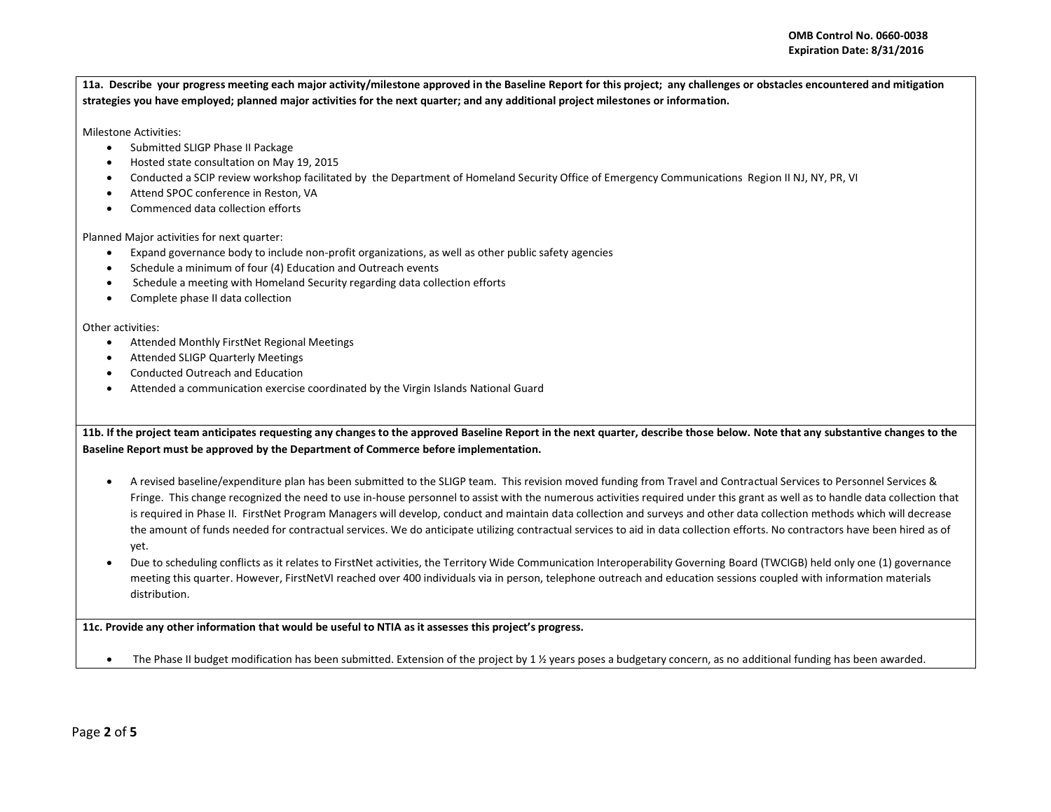**OMB Control No. 0660-0038**
**Expiration Date: 8/31/2016**

**11a. Describe your progress meeting each major activity/milestone approved in the Baseline Report for this project; any challenges or obstacles encountered and mitigation strategies you have employed; planned major activities for the next quarter; and any additional project milestones or information.**

Milestone Activities:

- Submitted SLIGP Phase II Package
- Hosted state consultation on May 19, 2015
- Conducted a SCIP review workshop facilitated by the Department of Homeland Security Office of Emergency Communications Region II NJ, NY, PR, VI
- Attend SPOC conference in Reston, VA
- Commenced data collection efforts

Planned Major activities for next quarter:

- Expand governance body to include non-profit organizations, as well as other public safety agencies
- Schedule a minimum of four (4) Education and Outreach events
- Schedule a meeting with Homeland Security regarding data collection efforts
- Complete phase II data collection

Other activities:

- Attended Monthly FirstNet Regional Meetings
- Attended SLIGP Quarterly Meetings
- Conducted Outreach and Education
- Attended a communication exercise coordinated by the Virgin Islands National Guard

**11b. If the project team anticipates requesting any changes to the approved Baseline Report in the next quarter, describe those below. Note that any substantive changes to the Baseline Report must be approved by the Department of Commerce before implementation.**

- A revised baseline/expenditure plan has been submitted to the SLIGP team. This revision moved funding from Travel and Contractual Services to Personnel Services & Fringe. This change recognized the need to use in-house personnel to assist with the numerous activities required under this grant as well as to handle data collection that is required in Phase II. FirstNet Program Managers will develop, conduct and maintain data collection and surveys and other data collection methods which will decrease the amount of funds needed for contractual services. We do anticipate utilizing contractual services to aid in data collection efforts. No contractors have been hired as of yet.
- Due to scheduling conflicts as it relates to FirstNet activities, the Territory Wide Communication Interoperability Governing Board (TWCIGB) held only one (1) governance meeting this quarter. However, FirstNetVI reached over 400 individuals via in person, telephone outreach and education sessions coupled with information materials distribution.

**11c. Provide any other information that would be useful to NTIA as it assesses this project's progress.**

- The Phase II budget modification has been submitted. Extension of the project by 1 ½ years poses a budgetary concern, as no additional funding has been awarded.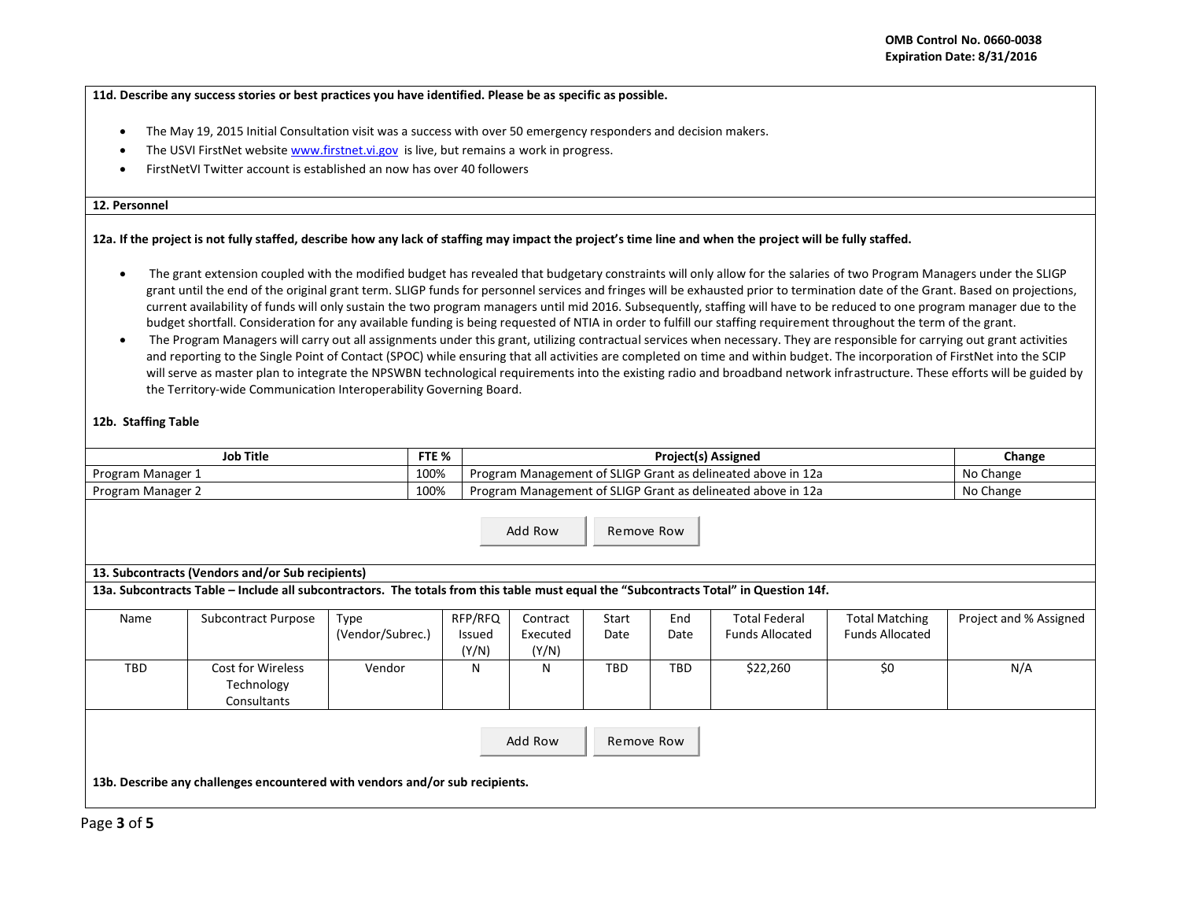**11d. Describe any success stories or best practices you have identified. Please be as specific as possible.**

- The May 19, 2015 Initial Consultation visit was a success with over 50 emergency responders and decision makers.
- The USVI FirstNet website www.firstnet.vi.gov is live, but remains a work in progress.
- FirstNetVI Twitter account is established an now has over 40 followers

**12. Personnel**

**12a. If the project is not fully staffed, describe how any lack of staffing may impact the project's time line and when the project will be fully staffed.**

- The grant extension coupled with the modified budget has revealed that budgetary constraints will only allow for the salaries of two Program Managers under the SLIGP grant until the end of the original grant term. SLIGP funds for personnel services and fringes will be exhausted prior to termination date of the Grant. Based on projections, current availability of funds will only sustain the two program managers until mid 2016. Subsequently, staffing will have to be reduced to one program manager due to the budget shortfall. Consideration for any available funding is being requested of NTIA in order to fulfill our staffing requirement throughout the term of the grant.
- The Program Managers will carry out all assignments under this grant, utilizing contractual services when necessary. They are responsible for carrying out grant activities and reporting to the Single Point of Contact (SPOC) while ensuring that all activities are completed on time and within budget. The incorporation of FirstNet into the SCIP will serve as master plan to integrate the NPSWBN technological requirements into the existing radio and broadband network infrastructure. These efforts will be guided by the Territory-wide Communication Interoperability Governing Board.

**12b. Staffing Table**

| Job Title | FTE % | Project(s) Assigned | Change |
|---|---|---|---|
| Program Manager 1 | 100% | Program Management of SLIGP Grant as delineated above in 12a | No Change |
| Program Manager 2 | 100% | Program Management of SLIGP Grant as delineated above in 12a | No Change |

**13. Subcontracts (Vendors and/or Sub recipients)**

**13a. Subcontracts Table – Include all subcontractors. The totals from this table must equal the "Subcontracts Total" in Question 14f.**

| Name | Subcontract Purpose | Type (Vendor/Subrec.) | RFP/RFQ Issued (Y/N) | Contract Executed (Y/N) | Start Date | End Date | Total Federal Funds Allocated | Total Matching Funds Allocated | Project and % Assigned |
|---|---|---|---|---|---|---|---|---|---|
| TBD | Cost for Wireless Technology Consultants | Vendor | N | N | TBD | TBD | $22,260 | $0 | N/A |

**13b. Describe any challenges encountered with vendors and/or sub recipients.**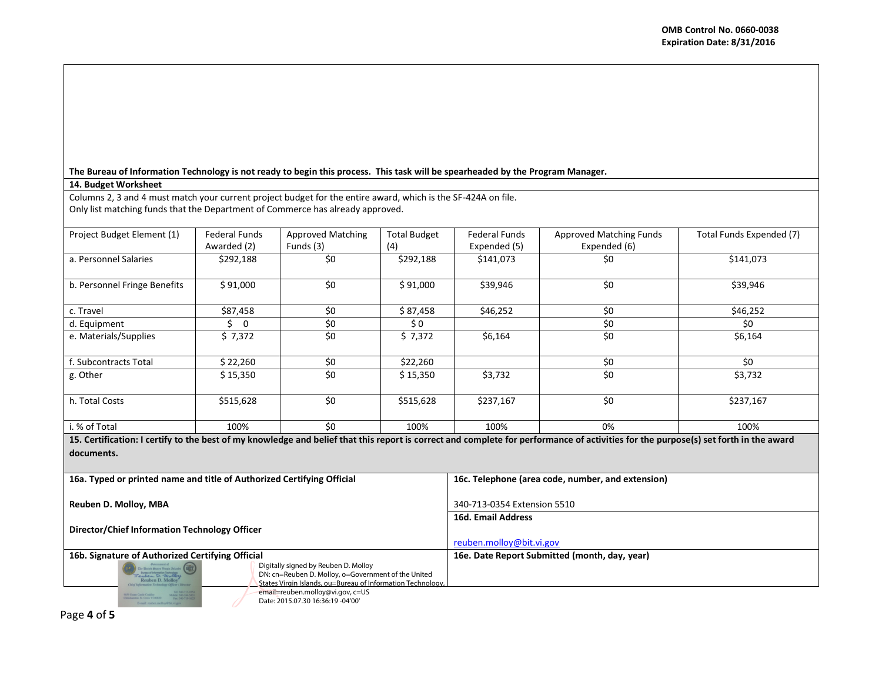**The Bureau of Information Technology is not ready to begin this process. This task will be spearheaded by the Program Manager.**

**14. Budget Worksheet**

Columns 2, 3 and 4 must match your current project budget for the entire award, which is the SF-424A on file.
Only list matching funds that the Department of Commerce has already approved.

| Project Budget Element (1) | Federal Funds Awarded (2) | Approved Matching Funds (3) | Total Budget (4) | Federal Funds Expended (5) | Approved Matching Funds Expended (6) | Total Funds Expended (7) |
|---|---|---|---|---|---|---|
| a. Personnel Salaries | $292,188 | $0 | $292,188 | $141,073 | $0 | $141,073 |
| b. Personnel Fringe Benefits | $ 91,000 | $0 | $ 91,000 | $39,946 | $0 | $39,946 |
| c. Travel | $87,458 | $0 | $ 87,458 | $46,252 | $0 | $46,252 |
| d. Equipment | $ 0 | $0 | $ 0 | | $0 | $0 |
| e. Materials/Supplies | $ 7,372 | $0 | $ 7,372 | $6,164 | $0 | $6,164 |
| f. Subcontracts Total | $ 22,260 | $0 | $22,260 | | $0 | $0 |
| g. Other | $ 15,350 | $0 | $ 15,350 | $3,732 | $0 | $3,732 |
| h. Total Costs | $515,628 | $0 | $515,628 | $237,167 | $0 | $237,167 |
| i. % of Total | 100% | $0 | 100% | 100% | 0% | 100% |

**15. Certification: I certify to the best of my knowledge and belief that this report is correct and complete for performance of activities for the purpose(s) set forth in the award documents.**

| **16a. Typed or printed name and title of Authorized Certifying Official** | **16c. Telephone (area code, number, and extension)** |
|---|---|
| **Reuben D. Molloy, MBA** <br> **Director/Chief Information Technology Officer** | 340-713-0354 Extension 5510 |
| | **16d. Email Address** <br> reuben.molloy@bit.vi.gov |
| **16b. Signature of Authorized Certifying Official** <br> Digitally signed by Reuben D. Molloy <br> DN: cn=Reuben D. Molloy, o=Government of the United States Virgin Islands, ou=Bureau of Information Technology, email=reuben.molloy@vi.gov, c=US <br> Date: 2015.07.30 16:36:19 -04'00' | **16e. Date Report Submitted (month, day, year)** |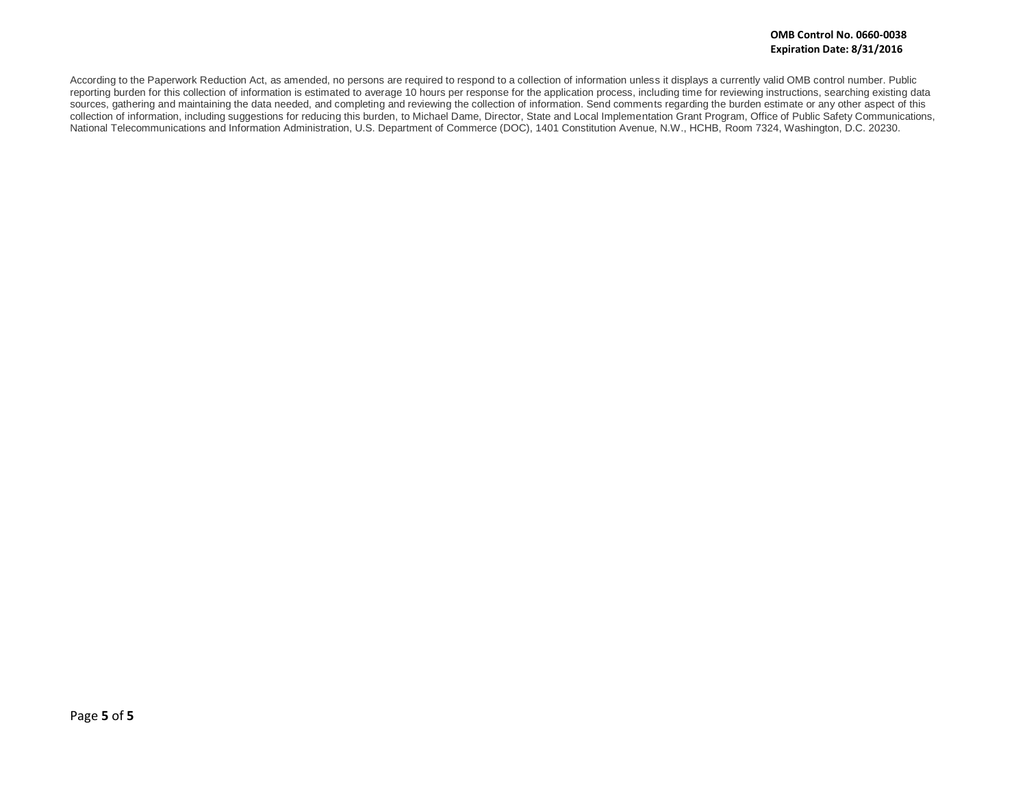**OMB Control No. 0660-0038**
**Expiration Date: 8/31/2016**

According to the Paperwork Reduction Act, as amended, no persons are required to respond to a collection of information unless it displays a currently valid OMB control number. Public reporting burden for this collection of information is estimated to average 10 hours per response for the application process, including time for reviewing instructions, searching existing data sources, gathering and maintaining the data needed, and completing and reviewing the collection of information. Send comments regarding the burden estimate or any other aspect of this collection of information, including suggestions for reducing this burden, to Michael Dame, Director, State and Local Implementation Grant Program, Office of Public Safety Communications, National Telecommunications and Information Administration, U.S. Department of Commerce (DOC), 1401 Constitution Avenue, N.W., HCHB, Room 7324, Washington, D.C. 20230.